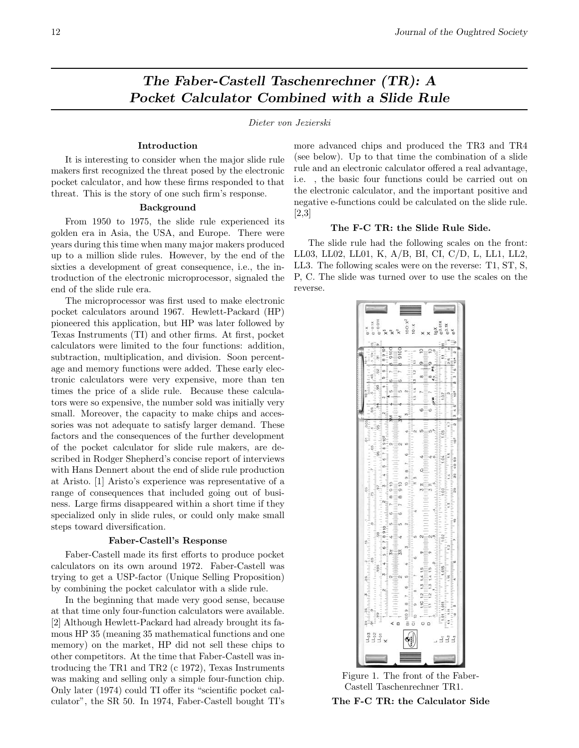# *The Faber-Castell Taschenrechner (TR): A Pocket Calculator Combined with a Slide Rule*

*Dieter von Jezierski*

### Introduction

It is interesting to consider when the major slide rule makers first recognized the threat posed by the electronic pocket calculator, and how these firms responded to that threat. This is the story of one such firm's response.

### Background

From 1950 to 1975, the slide rule experienced its golden era in Asia, the USA, and Europe. There were years during this time when many major makers produced up to a million slide rules. However, by the end of the sixties a development of great consequence, i.e., the introduction of the electronic microprocessor, signaled the end of the slide rule era.

The microprocessor was first used to make electronic pocket calculators around 1967. Hewlett-Packard (HP) pioneered this application, but HP was later followed by Texas Instruments (TI) and other firms. At first, pocket calculators were limited to the four functions: addition, subtraction, multiplication, and division. Soon percentage and memory functions were added. These early electronic calculators were very expensive, more than ten times the price of a slide rule. Because these calculators were so expensive, the number sold was initially very small. Moreover, the capacity to make chips and accessories was not adequate to satisfy larger demand. These factors and the consequences of the further development of the pocket calculator for slide rule makers, are described in Rodger Shepherd's concise report of interviews with Hans Dennert about the end of slide rule production at Aristo. [1] Aristo's experience was representative of a range of consequences that included going out of business. Large firms disappeared within a short time if they specialized only in slide rules, or could only make small steps toward diversification.

### Faber-Castell's Response

Faber-Castell made its first efforts to produce pocket calculators on its own around 1972. Faber-Castell was trying to get a USP-factor (Unique Selling Proposition) by combining the pocket calculator with a slide rule.

In the beginning that made very good sense, because at that time only four-function calculators were available. [2] Although Hewlett-Packard had already brought its famous HP 35 (meaning 35 mathematical functions and one memory) on the market, HP did not sell these chips to other competitors. At the time that Faber-Castell was introducing the TR1 and TR2 (c 1972), Texas Instruments was making and selling only a simple four-function chip. Only later (1974) could TI offer its "scientific pocket calculator", the SR 50. In 1974, Faber-Castell bought TI's more advanced chips and produced the TR3 and TR4 (see below). Up to that time the combination of a slide rule and an electronic calculator offered a real advantage, i.e. , the basic four functions could be carried out on the electronic calculator, and the important positive and negative e-functions could be calculated on the slide rule. [2,3]

### The F-C TR: the Slide Rule Side.

The slide rule had the following scales on the front: LL03, LL02, LL01, K, A/B, BI, CI, C/D, L, LL1, LL2, LL3. The following scales were on the reverse: T1, ST, S, P, C. The slide was turned over to use the scales on the reverse.

Figure 1. The front of the Faber-Castell Taschenrechner TR1.

### The F-C TR: the Calculator Side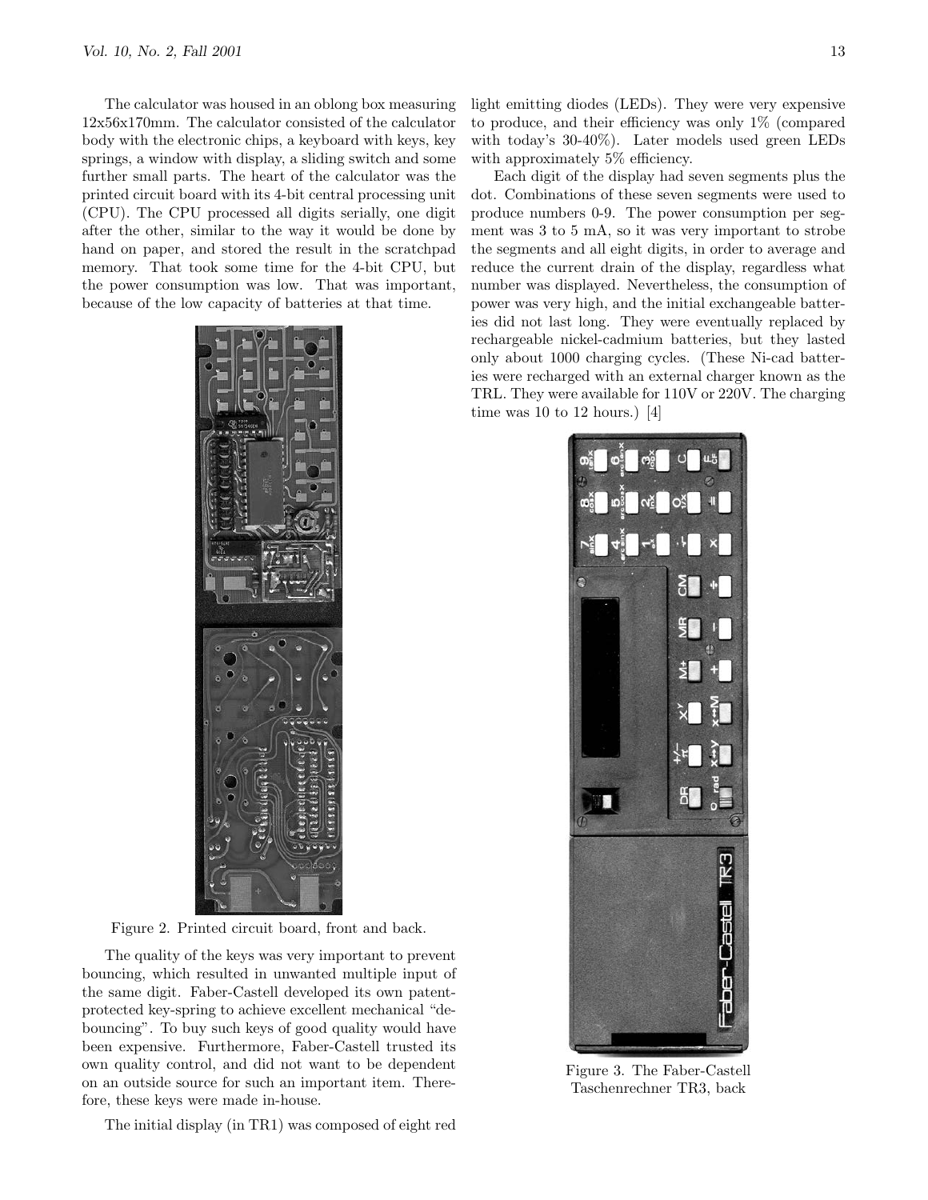The calculator was housed in an oblong box measuring 12x56x170mm. The calculator consisted of the calculator body with the electronic chips, a keyboard with keys, key springs, a window with display, a sliding switch and some further small parts. The heart of the calculator was the printed circuit board with its 4-bit central processing unit (CPU). The CPU processed all digits serially, one digit after the other, similar to the way it would be done by hand on paper, and stored the result in the scratchpad memory. That took some time for the 4-bit CPU, but the power consumption was low. That was important, because of the low capacity of batteries at that time.

Figure 2. Printed circuit board, front and back.

The quality of the keys was very important to prevent bouncing, which resulted in unwanted multiple input of the same digit. Faber-Castell developed its own patent-protected key-spring to achieve excellent mechanical "debouncing". To buy such keys of good quality would have been expensive. Furthermore, Faber-Castell trusted its own quality control, and did not want to be dependent on an outside source for such an important item. Therefore, these keys were made in-house.

The initial display (in TR1) was composed of eight red light emitting diodes (LEDs). They were very expensive to produce, and their efficiency was only 1% (compared with today's 30-40%). Later models used green LEDs with approximately 5% efficiency.

Each digit of the display had seven segments plus the dot. Combinations of these seven segments were used to produce numbers 0-9. The power consumption per segment was 3 to 5 mA, so it was very important to strobe the segments and all eight digits, in order to average and reduce the current drain of the display, regardless what number was displayed. Nevertheless, the consumption of power was very high, and the initial exchangeable batteries did not last long. They were eventually replaced by rechargeable nickel-cadmium batteries, but they lasted only about 1000 charging cycles. (These Ni-cad batteries were recharged with an external charger known as the TRL. They were available for 110V or 220V. The charging time was 10 to 12 hours.) [4]

Figure 3. The Faber-Castell Taschenrechner TR3, back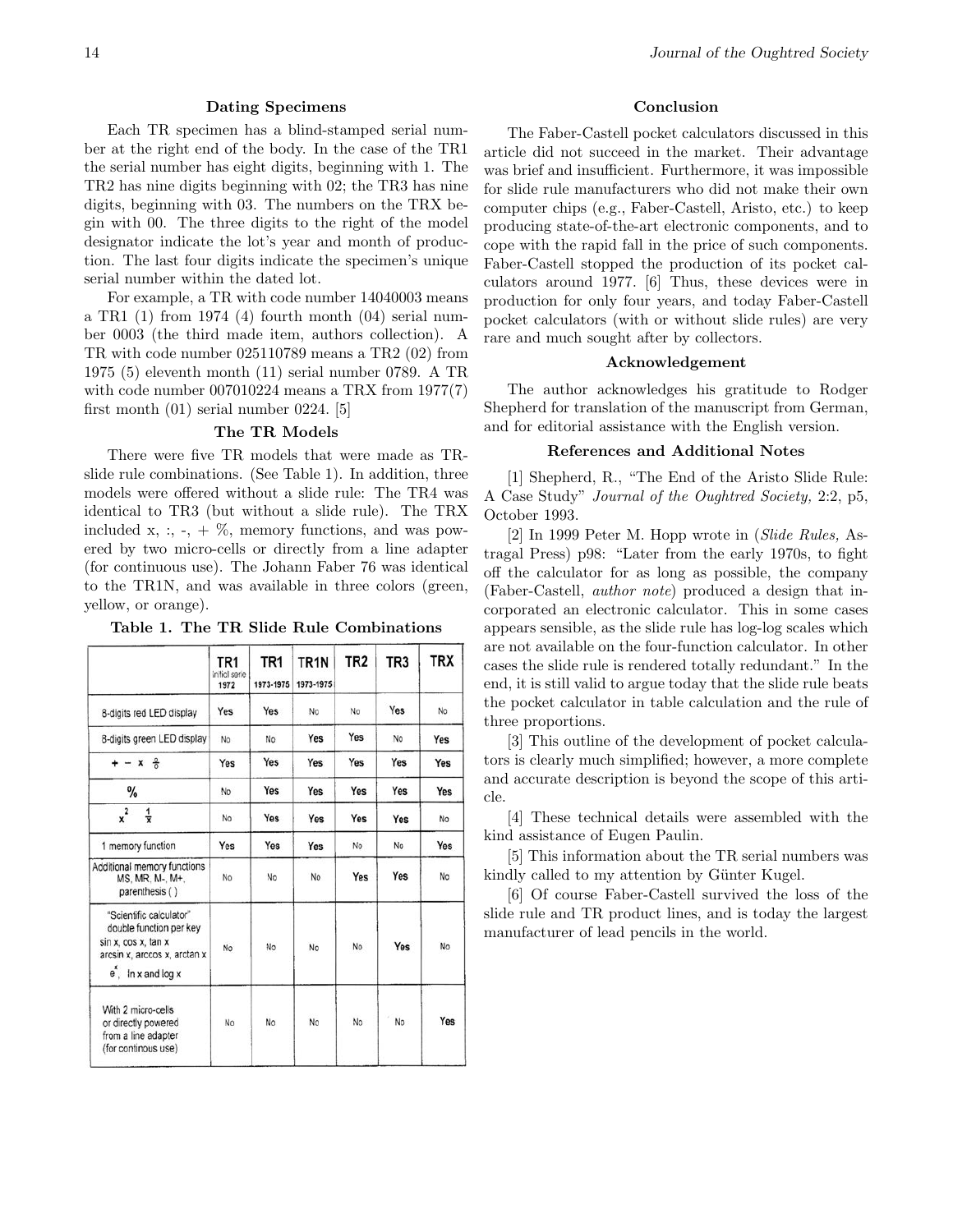### Dating Specimens

Each TR specimen has a blind-stamped serial number at the right end of the body. In the case of the TR1 the serial number has eight digits, beginning with 1. The TR2 has nine digits beginning with 02; the TR3 has nine digits, beginning with 03. The numbers on the TRX begin with 00. The three digits to the right of the model designator indicate the lot's year and month of production. The last four digits indicate the specimen's unique serial number within the dated lot.

For example, a TR with code number 14040003 means a TR1 (1) from 1974 (4) fourth month (04) serial number 0003 (the third made item, authors collection). A TR with code number 025110789 means a TR2 (02) from 1975 (5) eleventh month (11) serial number 0789. A TR with code number 007010224 means a TRX from 1977(7) first month (01) serial number 0224. [5]

### The TR Models

There were five TR models that were made as TR-slide rule combinations. (See Table 1). In addition, three models were offered without a slide rule: The TR4 was identical to TR3 (but without a slide rule). The TRX included x, :, -, + %, memory functions, and was powered by two micro-cells or directly from a line adapter (for continuous use). The Johann Faber 76 was identical to the TR1N, and was available in three colors (green, yellow, or orange).

**Table 1. The TR Slide Rule Combinations**

| | TR1 initial serie 1972 | TR1 1973-1975 | TR1N 1973-1975 | TR2 | TR3 | TRX |
|---|---|---|---|---|---|---|
| 8-digits red LED display | Yes | Yes | No | No | Yes | No |
| 8-digits green LED display | No | No | Yes | Yes | No | Yes |
| + − x ÷ | Yes | Yes | Yes | Yes | Yes | Yes |
| % | No | Yes | Yes | Yes | Yes | Yes |
| $x^2$ $\frac{1}{x}$ | No | Yes | Yes | Yes | Yes | No |
| 1 memory function | Yes | Yes | Yes | No | No | Yes |
| Additional memory functions MS, MR, M-, M+, parenthesis ( ) | No | No | No | Yes | Yes | No |
| "Scientific calculator" double function per key sin x, cos x, tan x arcsin x, arccos x, arctan x $e^x$, ln x and log x | No | No | No | No | Yes | No |
| With 2 micro-cells or directly powered from a line adapter (for continous use) | No | No | No | No | No | Yes |

### Conclusion

The Faber-Castell pocket calculators discussed in this article did not succeed in the market. Their advantage was brief and insufficient. Furthermore, it was impossible for slide rule manufacturers who did not make their own computer chips (e.g., Faber-Castell, Aristo, etc.) to keep producing state-of-the-art electronic components, and to cope with the rapid fall in the price of such components. Faber-Castell stopped the production of its pocket calculators around 1977. [6] Thus, these devices were in production for only four years, and today Faber-Castell pocket calculators (with or without slide rules) are very rare and much sought after by collectors.

### Acknowledgement

The author acknowledges his gratitude to Rodger Shepherd for translation of the manuscript from German, and for editorial assistance with the English version.

### References and Additional Notes

[1] Shepherd, R., "The End of the Aristo Slide Rule: A Case Study" *Journal of the Oughtred Society,* 2:2, p5, October 1993.

[2] In 1999 Peter M. Hopp wrote in (*Slide Rules,* Astragal Press) p98: "Later from the early 1970s, to fight off the calculator for as long as possible, the company (Faber-Castell, *author note*) produced a design that incorporated an electronic calculator. This in some cases appears sensible, as the slide rule has log-log scales which are not available on the four-function calculator. In other cases the slide rule is rendered totally redundant." In the end, it is still valid to argue today that the slide rule beats the pocket calculator in table calculation and the rule of three proportions.

[3] This outline of the development of pocket calculators is clearly much simplified; however, a more complete and accurate description is beyond the scope of this article.

[4] These technical details were assembled with the kind assistance of Eugen Paulin.

[5] This information about the TR serial numbers was kindly called to my attention by Günter Kugel.

[6] Of course Faber-Castell survived the loss of the slide rule and TR product lines, and is today the largest manufacturer of lead pencils in the world.